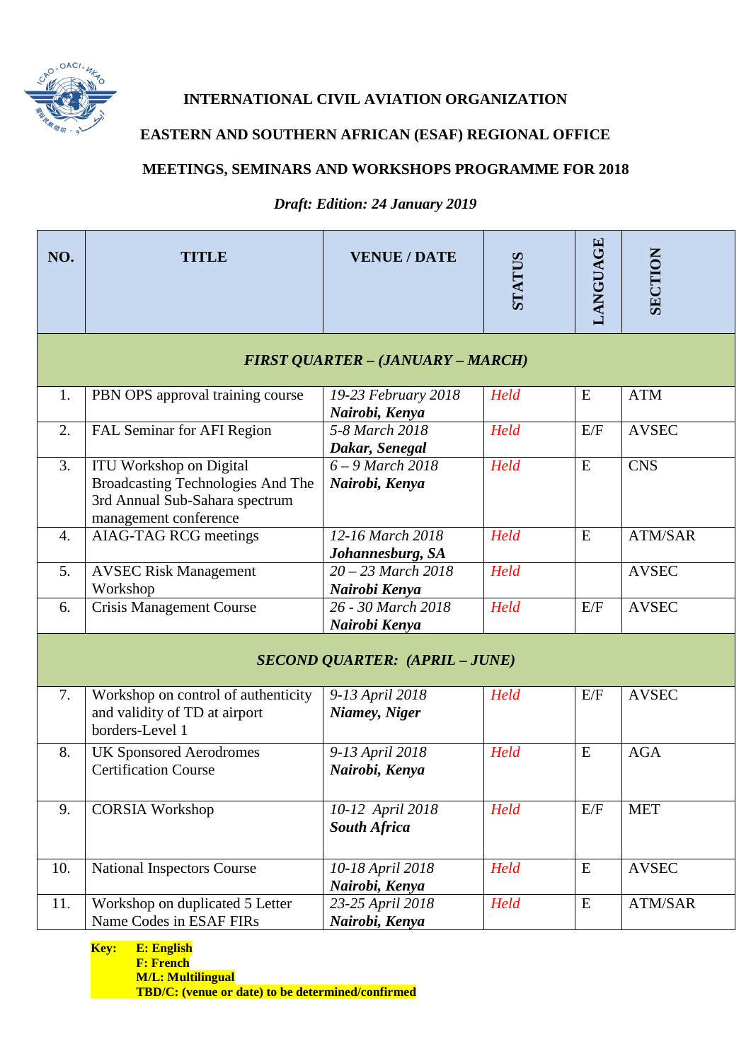**INTERNATIONAL CIVIL AVIATION ORGANIZATION**

**EASTERN AND SOUTHERN AFRICAN (ESAF) REGIONAL OFFICE**

**MEETINGS, SEMINARS AND WORKSHOPS PROGRAMME FOR 2018**

***Draft: Edition: 24 January 2019***

| NO. | TITLE | VENUE / DATE | STATUS | LANGUAGE | SECTION |
|---|---|---|---|---|---|
| ***FIRST QUARTER – (JANUARY – MARCH)*** | | | | | |
| 1. | PBN OPS approval training course | *19-23 February 2018* ***Nairobi, Kenya*** | *Held* | E | ATM |
| 2. | FAL Seminar for AFI Region | *5-8 March 2018* ***Dakar, Senegal*** | *Held* | E/F | AVSEC |
| 3. | ITU Workshop on Digital Broadcasting Technologies And The 3rd Annual Sub-Sahara spectrum management conference | *6 – 9 March 2018* ***Nairobi, Kenya*** | *Held* | E | CNS |
| 4. | AIAG-TAG RCG meetings | *12-16 March 2018* ***Johannesburg, SA*** | *Held* | E | ATM/SAR |
| 5. | AVSEC Risk Management Workshop | *20 – 23 March 2018* ***Nairobi Kenya*** | *Held* | | AVSEC |
| 6. | Crisis Management Course | *26 - 30 March 2018* ***Nairobi Kenya*** | *Held* | E/F | AVSEC |
| ***SECOND QUARTER: (APRIL – JUNE)*** | | | | | |
| 7. | Workshop on control of authenticity and validity of TD at airport borders-Level 1 | *9-13 April 2018* ***Niamey, Niger*** | *Held* | E/F | AVSEC |
| 8. | UK Sponsored Aerodromes Certification Course | *9-13 April 2018* ***Nairobi, Kenya*** | *Held* | E | AGA |
| 9. | CORSIA Workshop | *10-12 April 2018* ***South Africa*** | *Held* | E/F | MET |
| 10. | National Inspectors Course | *10-18 April 2018* ***Nairobi, Kenya*** | *Held* | E | AVSEC |
| 11. | Workshop on duplicated 5 Letter Name Codes in ESAF FIRs | *23-25 April 2018* ***Nairobi, Kenya*** | *Held* | E | ATM/SAR |

**Key:**
**E: English**
**F: French**
**M/L: Multilingual**
**TBD/C: (venue or date) to be determined/confirmed**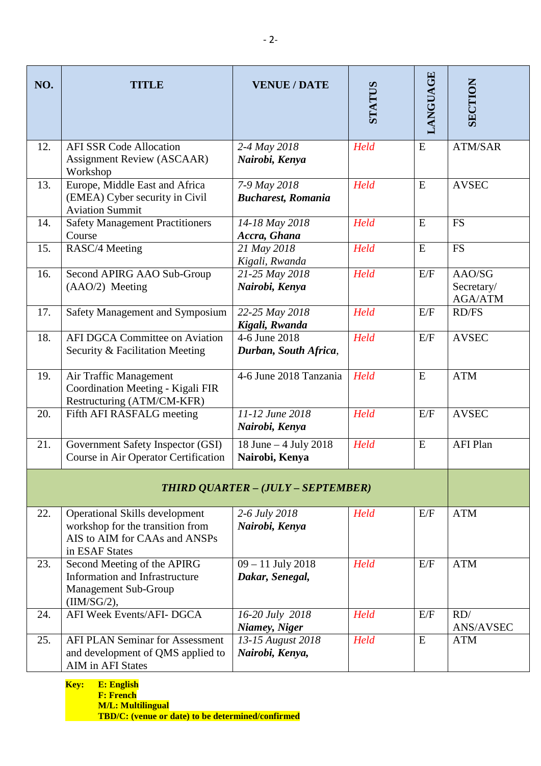| NO. | TITLE | VENUE / DATE | STATUS | LANGUAGE | SECTION |
|---|---|---|---|---|---|
| 12. | AFI SSR Code Allocation Assignment Review (ASCAAR) Workshop | *2-4 May 2018* ***Nairobi, Kenya*** | *Held* | E | ATM/SAR |
| 13. | Europe, Middle East and Africa (EMEA) Cyber security in Civil Aviation Summit | *7-9 May 2018* ***Bucharest, Romania*** | *Held* | E | AVSEC |
| 14. | Safety Management Practitioners Course | *14-18 May 2018* ***Accra, Ghana*** | *Held* | E | FS |
| 15. | RASC/4 Meeting | *21 May 2018* *Kigali, Rwanda* | *Held* | E | FS |
| 16. | Second APIRG AAO Sub-Group (AAO/2) Meeting | *21-25 May 2018* ***Nairobi, Kenya*** | *Held* | E/F | AAO/SG Secretary/ AGA/ATM |
| 17. | Safety Management and Symposium | *22-25 May 2018* ***Kigali, Rwanda*** | *Held* | E/F | RD/FS |
| 18. | AFI DGCA Committee on Aviation Security & Facilitation Meeting | 4-6 June 2018 ***Durban, South Africa***, | *Held* | E/F | AVSEC |
| 19. | Air Traffic Management Coordination Meeting - Kigali FIR Restructuring (ATM/CM-KFR) | 4-6 June 2018 Tanzania | *Held* | E | ATM |
| 20. | Fifth AFI RASFALG meeting | *11-12 June 2018* ***Nairobi, Kenya*** | *Held* | E/F | AVSEC |
| 21. | Government Safety Inspector (GSI) Course in Air Operator Certification | 18 June – 4 July 2018 **Nairobi, Kenya** | *Held* | E | AFI Plan |
| ***THIRD QUARTER – (JULY – SEPTEMBER)*** | | | | | |
| 22. | Operational Skills development workshop for the transition from AIS to AIM for CAAs and ANSPs in ESAF States | *2-6 July 2018* ***Nairobi, Kenya*** | *Held* | E/F | ATM |
| 23. | Second Meeting of the APIRG Information and Infrastructure Management Sub-Group (IIM/SG/2), | 09 – 11 July 2018 ***Dakar, Senegal,*** | *Held* | E/F | ATM |
| 24. | AFI Week Events/AFI- DGCA | *16-20 July 2018* ***Niamey, Niger*** | *Held* | E/F | RD/ ANS/AVSEC |
| 25. | AFI PLAN Seminar for Assessment and development of QMS applied to AIM in AFI States | *13-15 August 2018* ***Nairobi, Kenya,*** | *Held* | E | ATM |

**Key:** **E: English**
**F: French**
**M/L: Multilingual**
**TBD/C: (venue or date) to be determined/confirmed**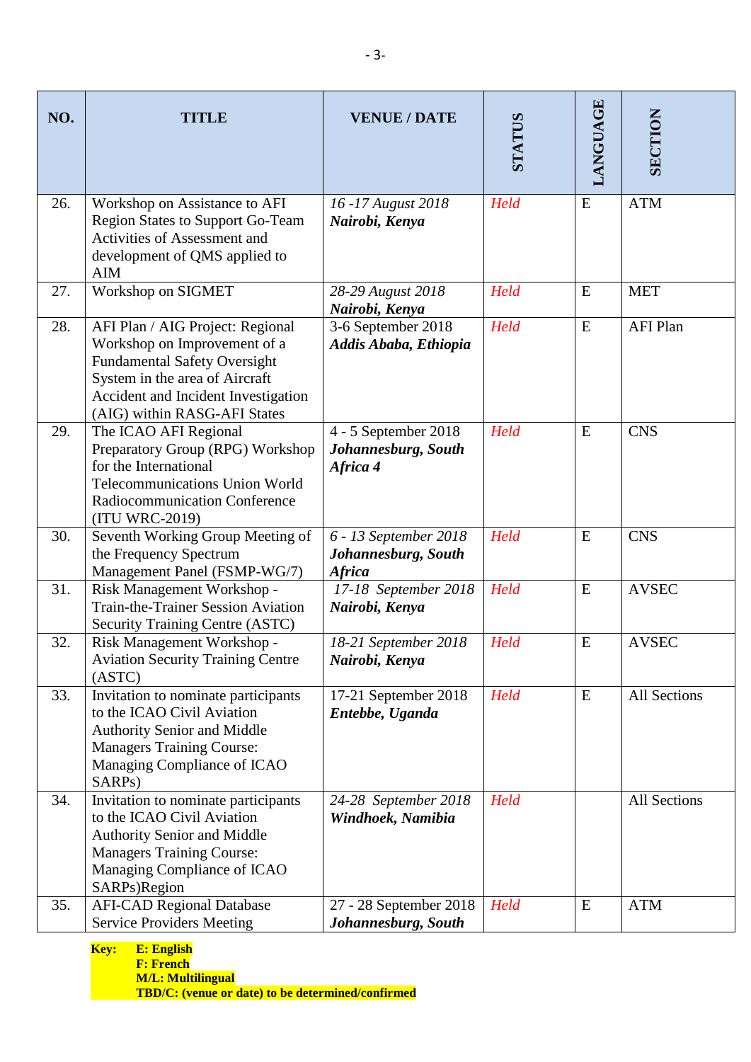| NO. | TITLE | VENUE / DATE | STATUS | LANGUAGE | SECTION |
|---|---|---|---|---|---|
| 26. | Workshop on Assistance to AFI Region States to Support Go-Team Activities of Assessment and development of QMS applied to AIM | *16 -17 August 2018* ***Nairobi, Kenya*** | *Held* | E | ATM |
| 27. | Workshop on SIGMET | *28-29 August 2018* ***Nairobi, Kenya*** | *Held* | E | MET |
| 28. | AFI Plan / AIG Project: Regional Workshop on Improvement of a Fundamental Safety Oversight System in the area of Aircraft Accident and Incident Investigation (AIG) within RASG-AFI States | 3-6 September 2018 ***Addis Ababa, Ethiopia*** | *Held* | E | AFI Plan |
| 29. | The ICAO AFI Regional Preparatory Group (RPG) Workshop for the International Telecommunications Union World Radiocommunication Conference (ITU WRC-2019) | 4 - 5 September 2018 ***Johannesburg, South Africa 4*** | *Held* | E | CNS |
| 30. | Seventh Working Group Meeting of the Frequency Spectrum Management Panel (FSMP-WG/7) | *6 - 13 September 2018* ***Johannesburg, South Africa*** | *Held* | E | CNS |
| 31. | Risk Management Workshop - Train-the-Trainer Session Aviation Security Training Centre (ASTC) | *17-18 September 2018* ***Nairobi, Kenya*** | *Held* | E | AVSEC |
| 32. | Risk Management Workshop - Aviation Security Training Centre (ASTC) | *18-21 September 2018* ***Nairobi, Kenya*** | *Held* | E | AVSEC |
| 33. | Invitation to nominate participants to the ICAO Civil Aviation Authority Senior and Middle Managers Training Course: Managing Compliance of ICAO SARPs) | 17-21 September 2018 ***Entebbe, Uganda*** | *Held* | E | All Sections |
| 34. | Invitation to nominate participants to the ICAO Civil Aviation Authority Senior and Middle Managers Training Course: Managing Compliance of ICAO SARPs)Region | *24-28 September 2018* ***Windhoek, Namibia*** | *Held* | | All Sections |
| 35. | AFI-CAD Regional Database Service Providers Meeting | 27 - 28 September 2018 ***Johannesburg, South*** | *Held* | E | ATM |

**Key:** **E: English**
**F: French**
**M/L: Multilingual**
**TBD/C: (venue or date) to be determined/confirmed**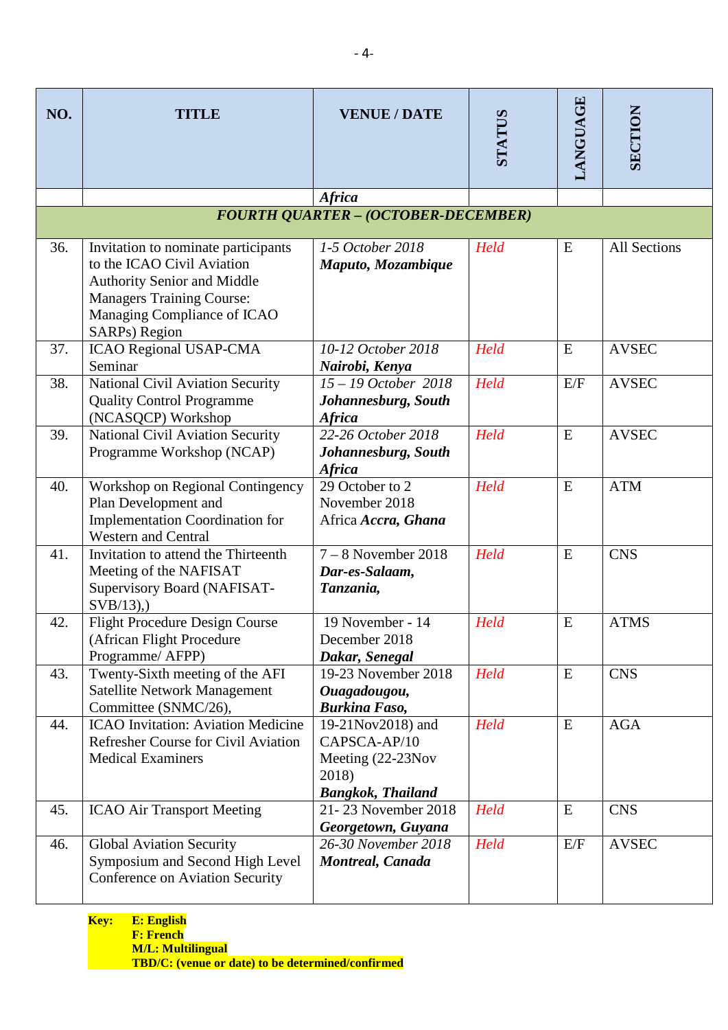| NO. | TITLE | VENUE / DATE | STATUS | LANGUAGE | SECTION |
|---|---|---|---|---|---|
| | | ***Africa*** | | | |
| ***FOURTH QUARTER – (OCTOBER-DECEMBER)*** | | | | | |
| 36. | Invitation to nominate participants to the ICAO Civil Aviation Authority Senior and Middle Managers Training Course: Managing Compliance of ICAO SARPs) Region | *1-5 October 2018* ***Maputo, Mozambique*** | *Held* | E | All Sections |
| 37. | ICAO Regional USAP-CMA Seminar | *10-12 October 2018* ***Nairobi, Kenya*** | *Held* | E | AVSEC |
| 38. | National Civil Aviation Security Quality Control Programme (NCASQCP) Workshop | *15 – 19 October 2018* ***Johannesburg, South Africa*** | *Held* | E/F | AVSEC |
| 39. | National Civil Aviation Security Programme Workshop (NCAP) | *22-26 October 2018* ***Johannesburg, South Africa*** | *Held* | E | AVSEC |
| 40. | Workshop on Regional Contingency Plan Development and Implementation Coordination for Western and Central | 29 October to 2 November 2018 Africa ***Accra, Ghana*** | *Held* | E | ATM |
| 41. | Invitation to attend the Thirteenth Meeting of the NAFISAT Supervisory Board (NAFISAT-SVB/13),) | 7 – 8 November 2018 ***Dar-es-Salaam, Tanzania,*** | *Held* | E | CNS |
| 42. | Flight Procedure Design Course (African Flight Procedure Programme/ AFPP) | 19 November - 14 December 2018 ***Dakar, Senegal*** | *Held* | E | ATMS |
| 43. | Twenty-Sixth meeting of the AFI Satellite Network Management Committee (SNMC/26), | 19-23 November 2018 ***Ouagadougou, Burkina Faso,*** | *Held* | E | CNS |
| 44. | ICAO Invitation: Aviation Medicine Refresher Course for Civil Aviation Medical Examiners | 19-21Nov2018) and CAPSCA-AP/10 Meeting (22-23Nov 2018) ***Bangkok, Thailand*** | *Held* | E | AGA |
| 45. | ICAO Air Transport Meeting | 21- 23 November 2018 ***Georgetown, Guyana*** | *Held* | E | CNS |
| 46. | Global Aviation Security Symposium and Second High Level Conference on Aviation Security | *26-30 November 2018* ***Montreal, Canada*** | *Held* | E/F | AVSEC |

**Key:** **E: English**
**F: French**
**M/L: Multilingual**
**TBD/C: (venue or date) to be determined/confirmed**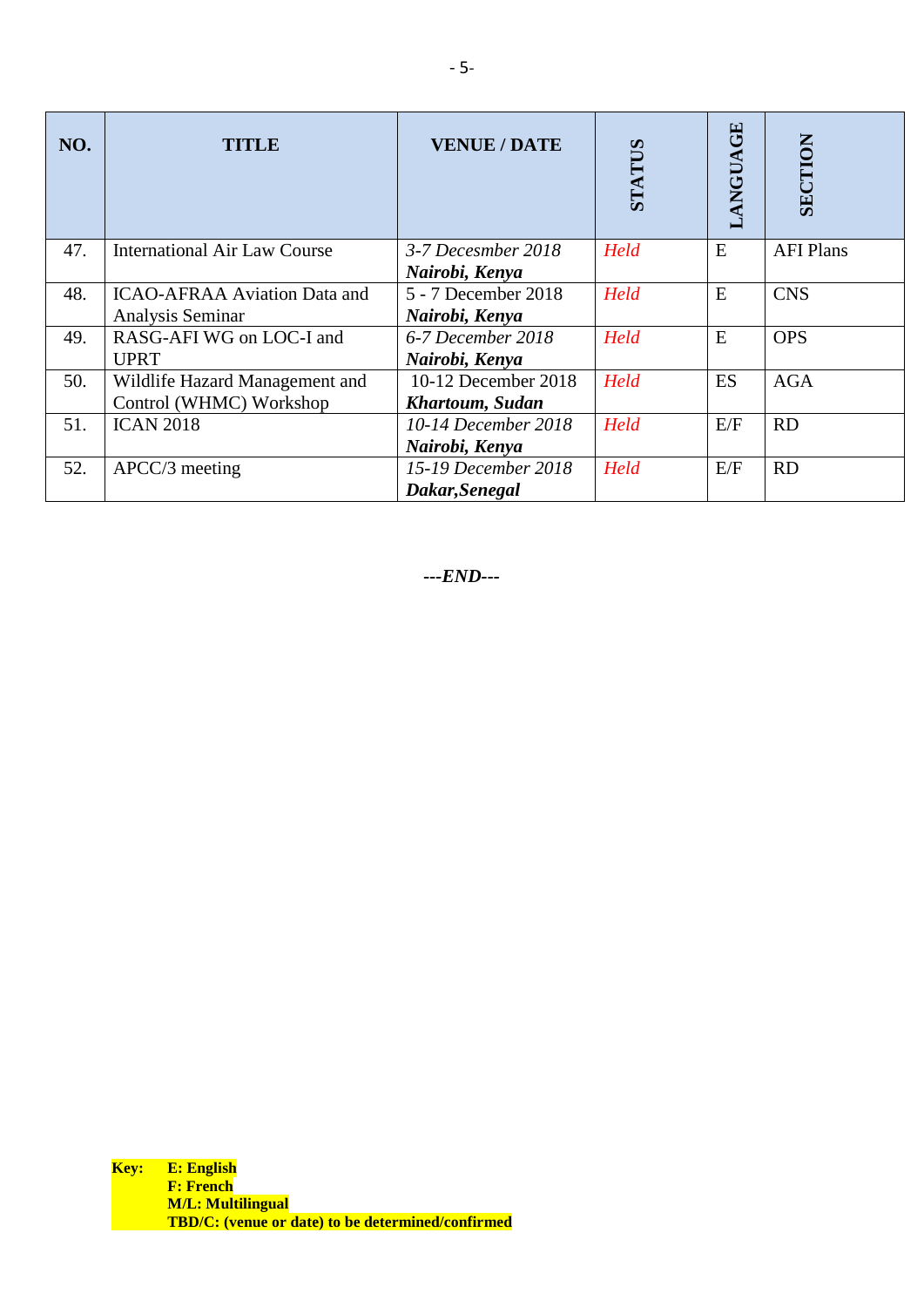| NO. | TITLE | VENUE / DATE | STATUS | LANGUAGE | SECTION |
|---|---|---|---|---|---|
| 47. | International Air Law Course | *3-7 Decesmber 2018* ***Nairobi, Kenya*** | *Held* | E | AFI Plans |
| 48. | ICAO-AFRAA Aviation Data and Analysis Seminar | 5 - 7 December 2018 ***Nairobi, Kenya*** | *Held* | E | CNS |
| 49. | RASG-AFI WG on LOC-I and UPRT | *6-7 December 2018* ***Nairobi, Kenya*** | *Held* | E | OPS |
| 50. | Wildlife Hazard Management and Control (WHMC) Workshop | 10-12 December 2018 ***Khartoum, Sudan*** | *Held* | ES | AGA |
| 51. | ICAN 2018 | *10-14 December 2018* ***Nairobi, Kenya*** | *Held* | E/F | RD |
| 52. | APCC/3 meeting | *15-19 December 2018* ***Dakar,Senegal*** | *Held* | E/F | RD |

***---END---***

**Key:** **E: English**
**F: French**
**M/L: Multilingual**
**TBD/C: (venue or date) to be determined/confirmed**